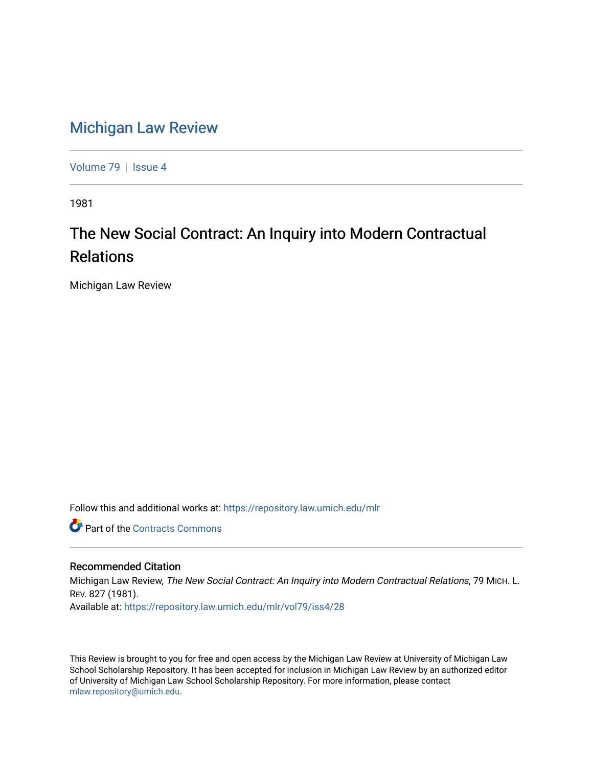# Michigan Law Review

Volume 79 | Issue 4

1981

## The New Social Contract: An Inquiry into Modern Contractual Relations

Michigan Law Review

Follow this and additional works at: https://repository.law.umich.edu/mlr

Part of the Contracts Commons

### Recommended Citation

Michigan Law Review, *The New Social Contract: An Inquiry into Modern Contractual Relations*, 79 MICH. L. REV. 827 (1981).

Available at: https://repository.law.umich.edu/mlr/vol79/iss4/28

This Review is brought to you for free and open access by the Michigan Law Review at University of Michigan Law School Scholarship Repository. It has been accepted for inclusion in Michigan Law Review by an authorized editor of University of Michigan Law School Scholarship Repository. For more information, please contact mlaw.repository@umich.edu.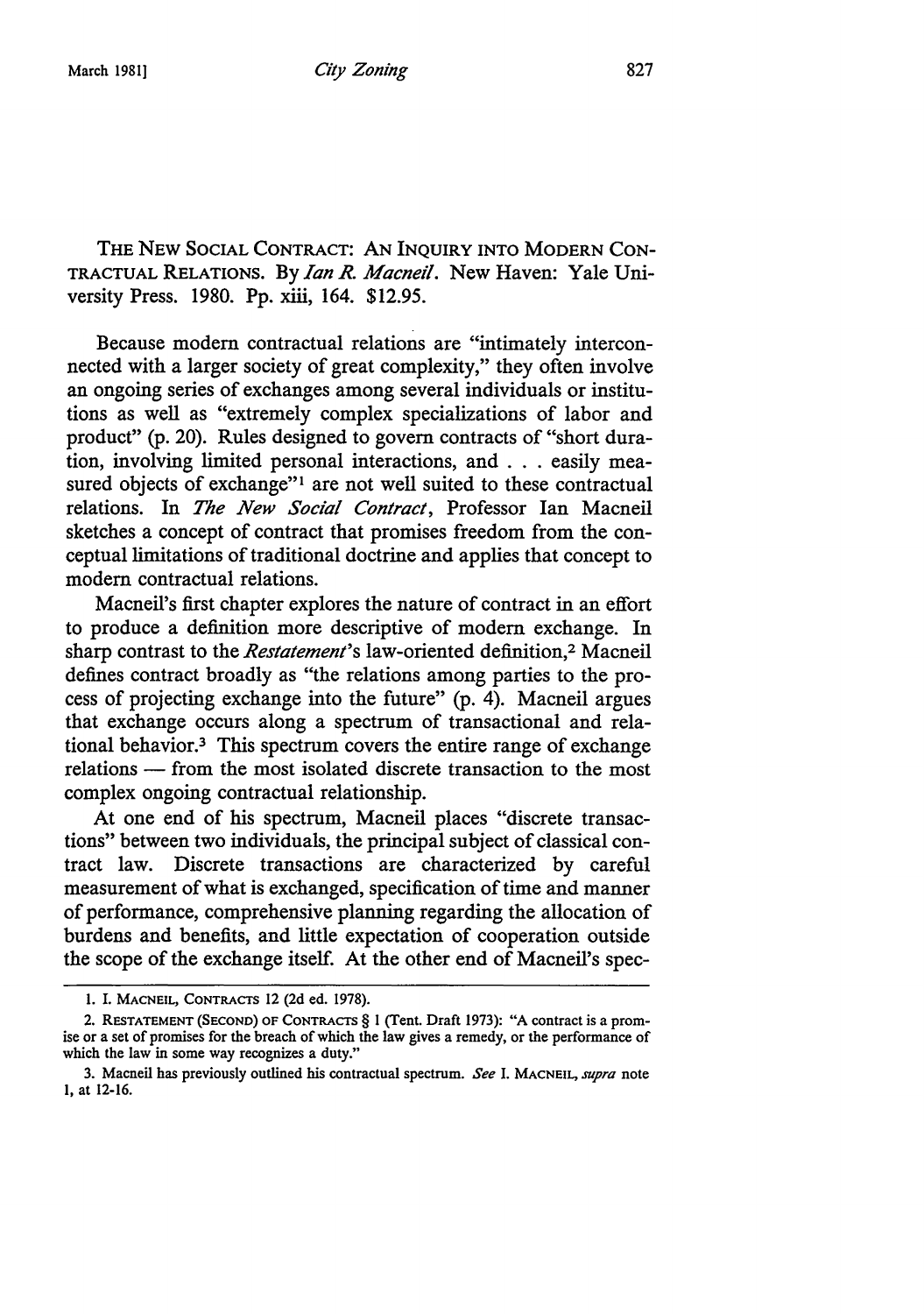THE NEW SOCIAL CONTRACT: AN INQUIRY INTO MODERN CONTRACTUAL RELATIONS. By *Ian R. Macneil*. New Haven: Yale University Press. 1980. Pp. xiii, 164. $12.95.

Because modern contractual relations are "intimately interconnected with a larger society of great complexity," they often involve an ongoing series of exchanges among several individuals or institutions as well as "extremely complex specializations of labor and product" (p. 20). Rules designed to govern contracts of "short duration, involving limited personal interactions, and . . . easily measured objects of exchange"[1] are not well suited to these contractual relations. In *The New Social Contract*, Professor Ian Macneil sketches a concept of contract that promises freedom from the conceptual limitations of traditional doctrine and applies that concept to modern contractual relations.

Macneil's first chapter explores the nature of contract in an effort to produce a definition more descriptive of modern exchange. In sharp contrast to the *Restatement*'s law-oriented definition,[2] Macneil defines contract broadly as "the relations among parties to the process of projecting exchange into the future" (p. 4). Macneil argues that exchange occurs along a spectrum of transactional and relational behavior.[3] This spectrum covers the entire range of exchange relations — from the most isolated discrete transaction to the most complex ongoing contractual relationship.

At one end of his spectrum, Macneil places "discrete transactions" between two individuals, the principal subject of classical contract law. Discrete transactions are characterized by careful measurement of what is exchanged, specification of time and manner of performance, comprehensive planning regarding the allocation of burdens and benefits, and little expectation of cooperation outside the scope of the exchange itself. At the other end of Macneil's spec-

1. I. MACNEIL, CONTRACTS 12 (2d ed. 1978).

2. RESTATEMENT (SECOND) OF CONTRACTS § 1 (Tent. Draft 1973): "A contract is a promise or a set of promises for the breach of which the law gives a remedy, or the performance of which the law in some way recognizes a duty."

3. Macneil has previously outlined his contractual spectrum. *See* I. MACNEIL, *supra* note 1, at 12-16.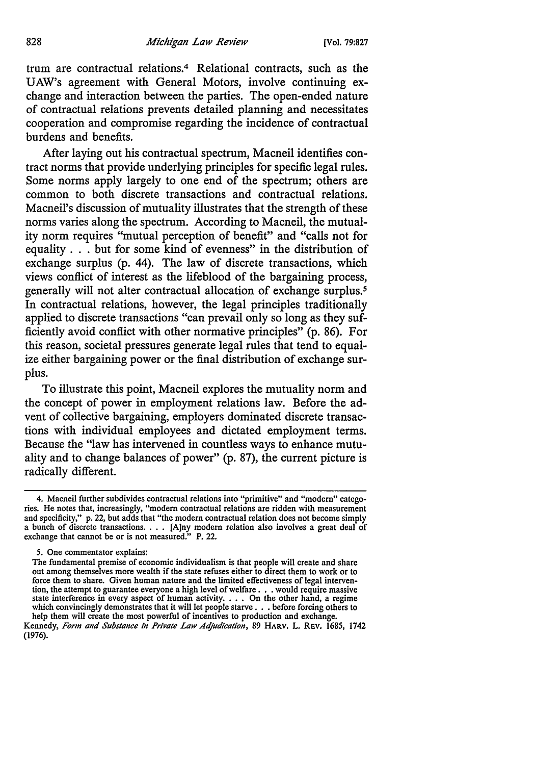trum are contractual relations.[4] Relational contracts, such as the UAW's agreement with General Motors, involve continuing exchange and interaction between the parties. The open-ended nature of contractual relations prevents detailed planning and necessitates cooperation and compromise regarding the incidence of contractual burdens and benefits.

After laying out his contractual spectrum, Macneil identifies contract norms that provide underlying principles for specific legal rules. Some norms apply largely to one end of the spectrum; others are common to both discrete transactions and contractual relations. Macneil's discussion of mutuality illustrates that the strength of these norms varies along the spectrum. According to Macneil, the mutuality norm requires "mutual perception of benefit" and "calls not for equality . . . but for some kind of evenness" in the distribution of exchange surplus (p. 44). The law of discrete transactions, which views conflict of interest as the lifeblood of the bargaining process, generally will not alter contractual allocation of exchange surplus.[5] In contractual relations, however, the legal principles traditionally applied to discrete transactions "can prevail only so long as they sufficiently avoid conflict with other normative principles" (p. 86). For this reason, societal pressures generate legal rules that tend to equalize either bargaining power or the final distribution of exchange surplus.

To illustrate this point, Macneil explores the mutuality norm and the concept of power in employment relations law. Before the advent of collective bargaining, employers dominated discrete transactions with individual employees and dictated employment terms. Because the "law has intervened in countless ways to enhance mutuality and to change balances of power" (p. 87), the current picture is radically different.

---

4. Macneil further subdivides contractual relations into "primitive" and "modern" categories. He notes that, increasingly, "modern contractual relations are ridden with measurement and specificity," p. 22, but adds that "the modern contractual relation does not become simply a bunch of discrete transactions. . . . [A]ny modern relation also involves a great deal of exchange that cannot be or is not measured." P. 22.

5. One commentator explains:

> The fundamental premise of economic individualism is that people will create and share out among themselves more wealth if the state refuses either to direct them to work or to force them to share. Given human nature and the limited effectiveness of legal intervention, the attempt to guarantee everyone a high level of welfare . . . would require massive state interference in every aspect of human activity. . . . On the other hand, a regime which convincingly demonstrates that it will let people starve . . . before forcing others to help them will create the most powerful of incentives to production and exchange.

Kennedy, *Form and Substance in Private Law Adjudication*, 89 HARV. L. REV. 1685, 1742 (1976).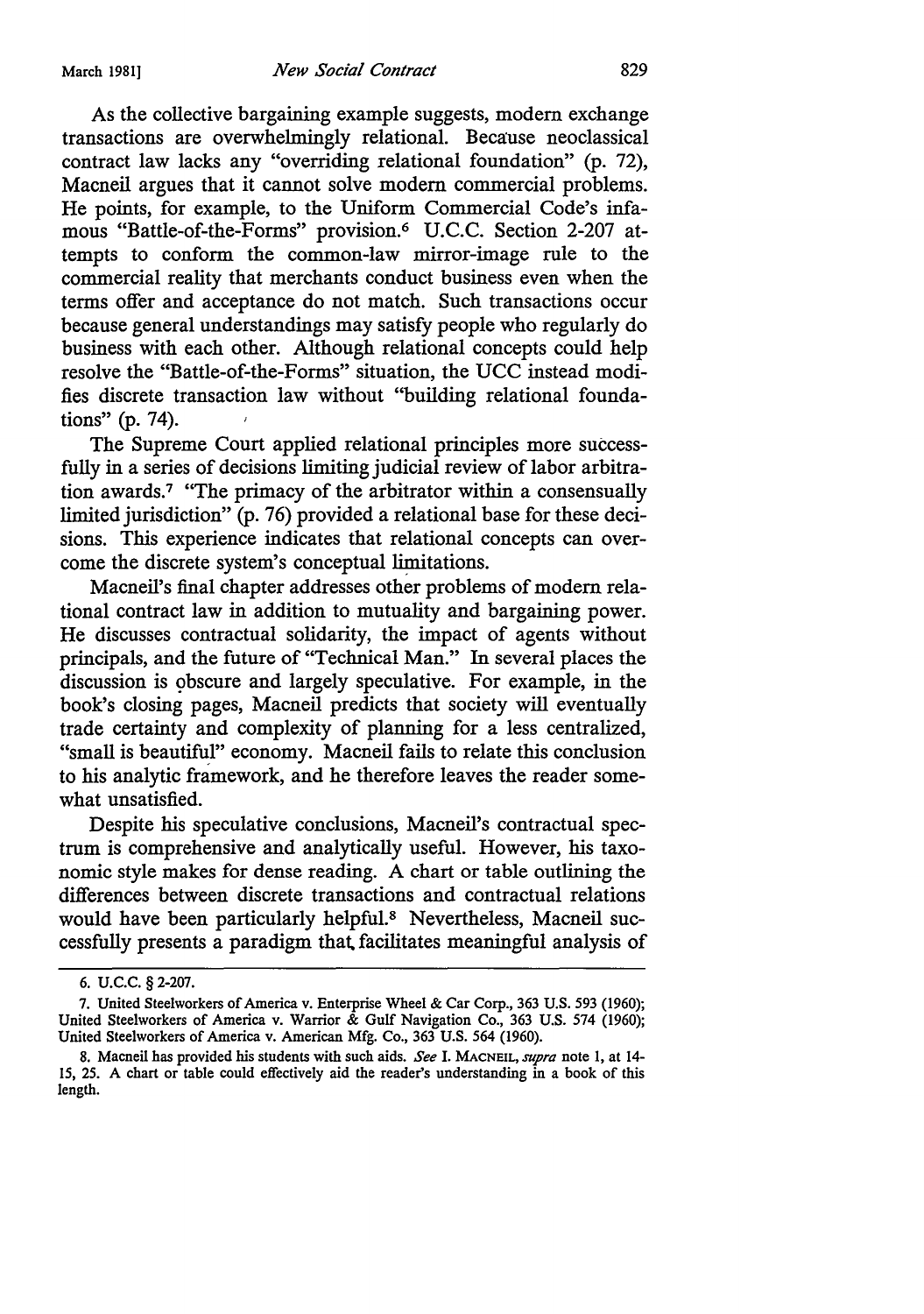As the collective bargaining example suggests, modern exchange transactions are overwhelmingly relational. Because neoclassical contract law lacks any "overriding relational foundation" (p. 72), Macneil argues that it cannot solve modern commercial problems. He points, for example, to the Uniform Commercial Code's infamous "Battle-of-the-Forms" provision.[6] U.C.C. Section 2-207 attempts to conform the common-law mirror-image rule to the commercial reality that merchants conduct business even when the terms offer and acceptance do not match. Such transactions occur because general understandings may satisfy people who regularly do business with each other. Although relational concepts could help resolve the "Battle-of-the-Forms" situation, the UCC instead modifies discrete transaction law without "building relational foundations" (p. 74).

The Supreme Court applied relational principles more successfully in a series of decisions limiting judicial review of labor arbitration awards.[7] "The primacy of the arbitrator within a consensually limited jurisdiction" (p. 76) provided a relational base for these decisions. This experience indicates that relational concepts can overcome the discrete system's conceptual limitations.

Macneil's final chapter addresses other problems of modern relational contract law in addition to mutuality and bargaining power. He discusses contractual solidarity, the impact of agents without principals, and the future of "Technical Man." In several places the discussion is obscure and largely speculative. For example, in the book's closing pages, Macneil predicts that society will eventually trade certainty and complexity of planning for a less centralized, "small is beautiful" economy. Macneil fails to relate this conclusion to his analytic framework, and he therefore leaves the reader somewhat unsatisfied.

Despite his speculative conclusions, Macneil's contractual spectrum is comprehensive and analytically useful. However, his taxonomic style makes for dense reading. A chart or table outlining the differences between discrete transactions and contractual relations would have been particularly helpful.[8] Nevertheless, Macneil successfully presents a paradigm that facilitates meaningful analysis of

---

6. U.C.C. § 2-207.

7. United Steelworkers of America v. Enterprise Wheel & Car Corp., 363 U.S. 593 (1960); United Steelworkers of America v. Warrior & Gulf Navigation Co., 363 U.S. 574 (1960); United Steelworkers of America v. American Mfg. Co., 363 U.S. 564 (1960).

8. Macneil has provided his students with such aids. *See* I. MACNEIL, *supra* note 1, at 14-15, 25. A chart or table could effectively aid the reader's understanding in a book of this length.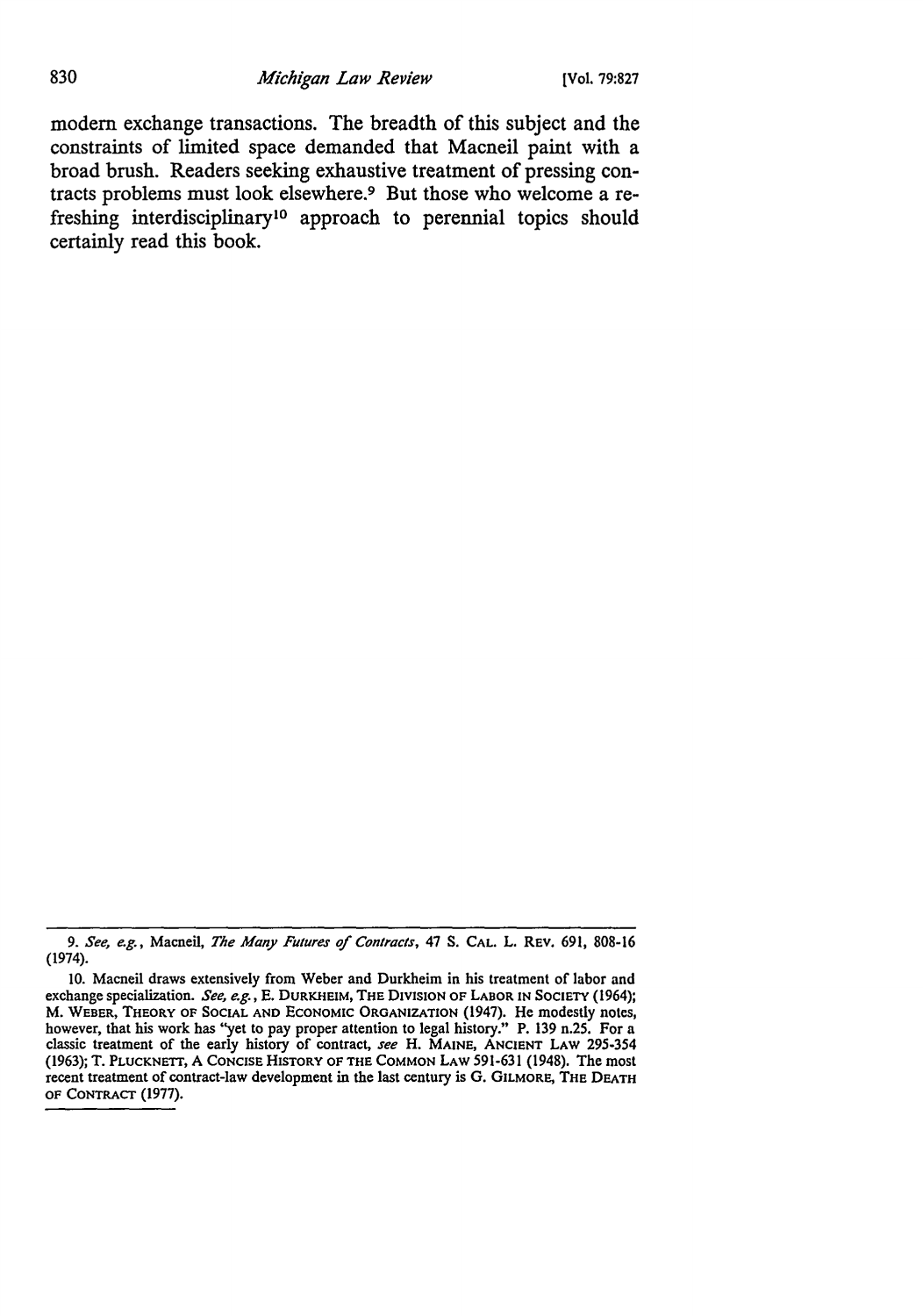modern exchange transactions. The breadth of this subject and the constraints of limited space demanded that Macneil paint with a broad brush. Readers seeking exhaustive treatment of pressing contracts problems must look elsewhere.[9] But those who welcome a refreshing interdisciplinary[10] approach to perennial topics should certainly read this book.

---

9. *See, e.g.*, Macneil, *The Many Futures of Contracts*, 47 S. CAL. L. REV. 691, 808-16 (1974).

10. Macneil draws extensively from Weber and Durkheim in his treatment of labor and exchange specialization. *See, e.g.*, E. DURKHEIM, THE DIVISION OF LABOR IN SOCIETY (1964); M. WEBER, THEORY OF SOCIAL AND ECONOMIC ORGANIZATION (1947). He modestly notes, however, that his work has "yet to pay proper attention to legal history." P. 139 n.25. For a classic treatment of the early history of contract, *see* H. MAINE, ANCIENT LAW 295-354 (1963); T. PLUCKNETT, A CONCISE HISTORY OF THE COMMON LAW 591-631 (1948). The most recent treatment of contract-law development in the last century is G. GILMORE, THE DEATH OF CONTRACT (1977).